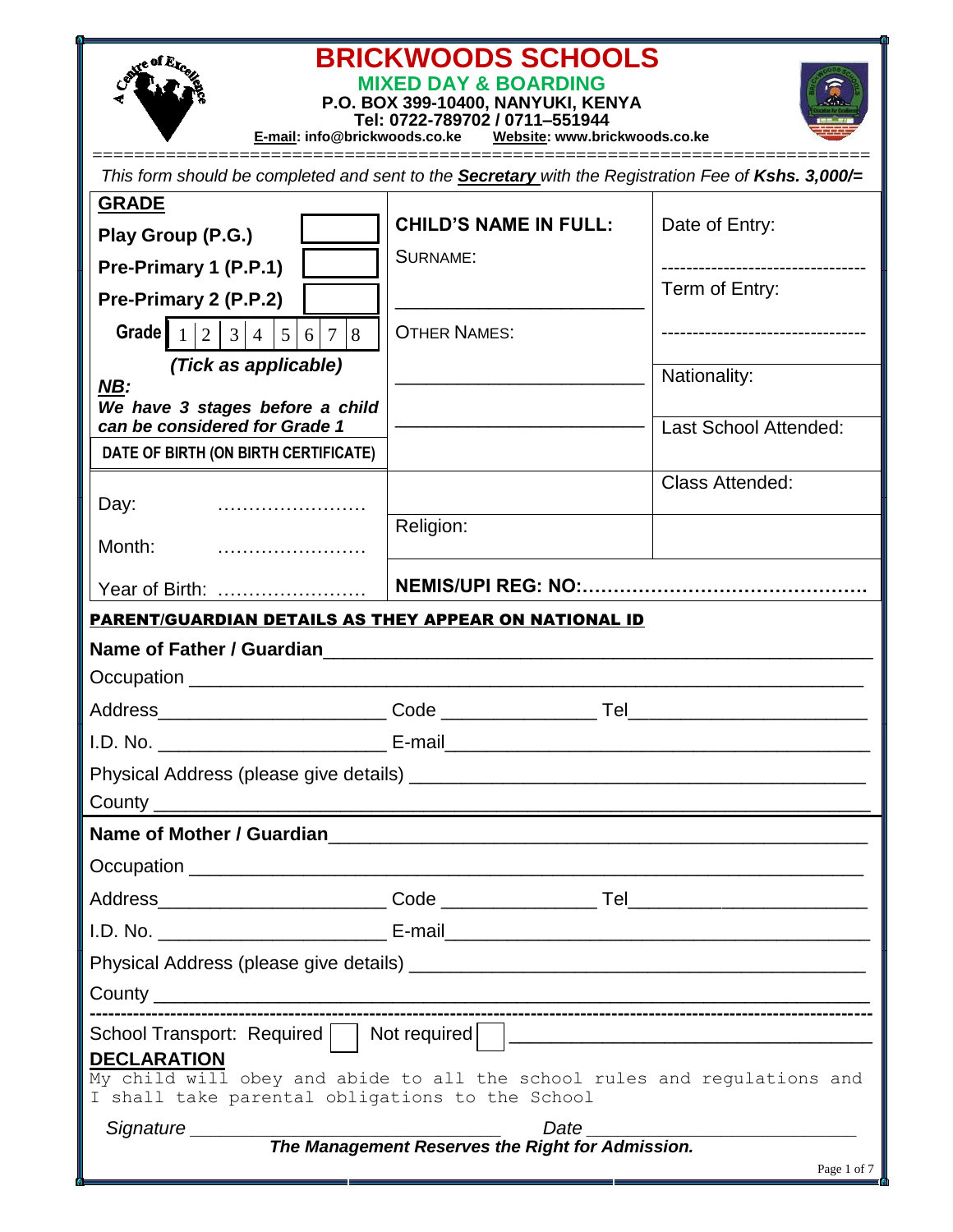# BRICKWOODS SCHOOLS

**MIXED DAY & BOARDING**
**P.O. BOX 399-10400, NANYUKI, KENYA**
**Tel: 0722-789702 / 0711–551944**
**E-mail: info@brickwoods.co.ke Website: www.brickwoods.co.ke**

*This form should be completed and sent to the* ***Secretary*** *with the Registration Fee of* ***Kshs. 3,000/=***

| **GRADE** | **CHILD'S NAME IN FULL:** | Date of Entry: |
|---|---|---|
| **Play Group (P.G.)** ☐ | SURNAME: ______________________ | -------------------------------- |
| **Pre-Primary 1 (P.P.1)** ☐ | | Term of Entry: -------------------------------- |
| **Pre-Primary 2 (P.P.2)** ☐ | OTHER NAMES: ______________________ | Nationality: |
| **Grade** 1 \| 2 \| 3 \| 4 \| 5 \| 6 \| 7 \| 8 | ______________________ | Last School Attended: |
| ***(Tick as applicable)*** | | |
| ***NB:*** ***We have 3 stages before a child can be considered for Grade 1*** | | |
| **DATE OF BIRTH (ON BIRTH CERTIFICATE)** | | Class Attended: |
| Day: …………………… | | |
| Month: …………………… | Religion: | |
| Year of Birth: …………………… | **NEMIS/UPI REG: NO:………………………………………** | |

**PARENT/GUARDIAN DETAILS AS THEY APPEAR ON NATIONAL ID**

**Name of Father / Guardian**_____________________________________________

Occupation ___________________________________________________________

Address____________________ Code _____________ Tel____________________

I.D. No. ____________________ E-mail____________________________________

Physical Address (please give details) _____________________________________

County _____________________________________________________________

**Name of Mother / Guardian**____________________________________________

Occupation ___________________________________________________________

Address____________________ Code _____________ Tel____________________

I.D. No. ____________________ E-mail____________________________________

Physical Address (please give details) _____________________________________

County _____________________________________________________________

School Transport: Required ☐ Not required ☐ ______________________________

**DECLARATION**

My child will obey and abide to all the school rules and regulations and I shall take parental obligations to the School

*Signature* ____________________________ *Date* ________________________

***The Management Reserves the Right for Admission.***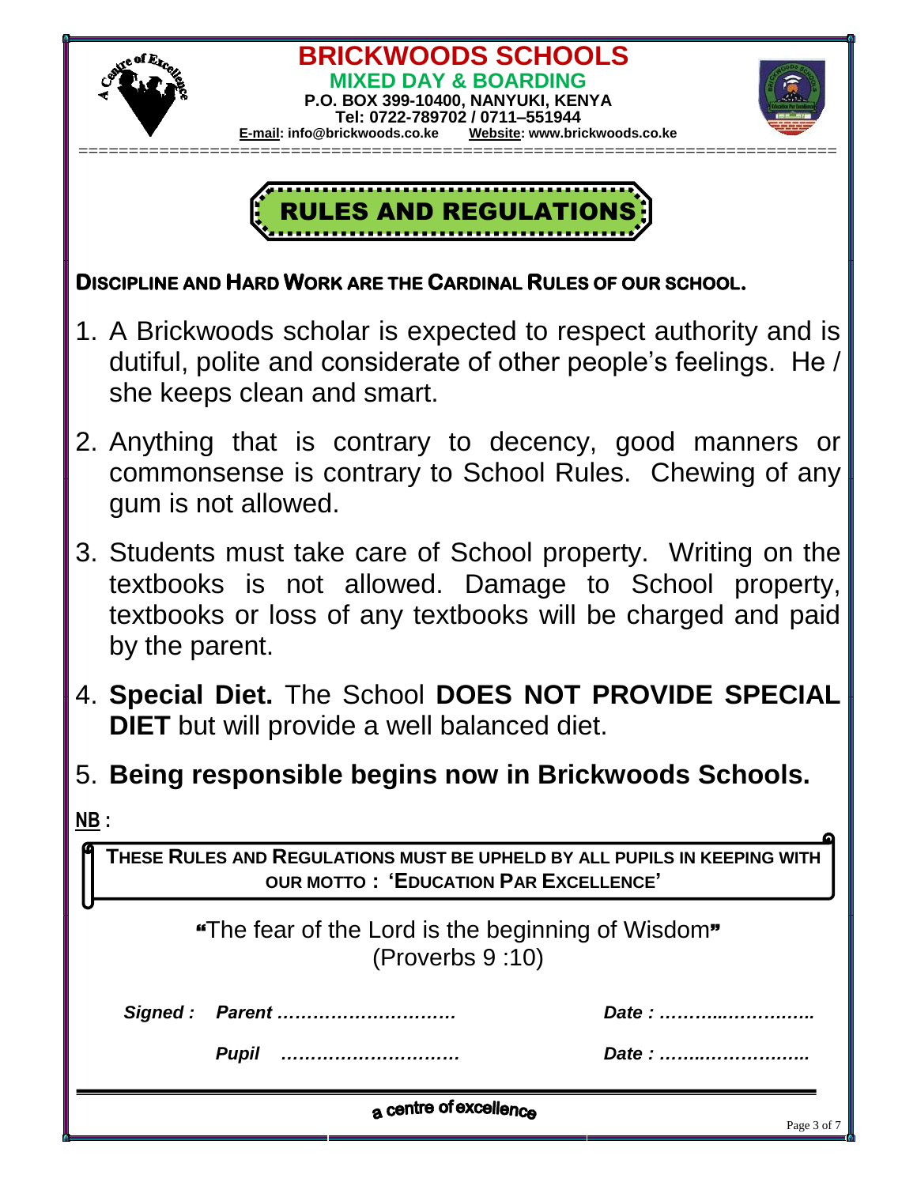# BRICKWOODS SCHOOLS

**MIXED DAY & BOARDING**

**P.O. BOX 399-10400, NANYUKI, KENYA**

**Tel: 0722-789702 / 0711–551944**

**E-mail: info@brickwoods.co.ke Website: www.brickwoods.co.ke**

## RULES AND REGULATIONS

**DISCIPLINE AND HARD WORK ARE THE CARDINAL RULES OF OUR SCHOOL.**

1. A Brickwoods scholar is expected to respect authority and is dutiful, polite and considerate of other people's feelings. He / she keeps clean and smart.
2. Anything that is contrary to decency, good manners or commonsense is contrary to School Rules. Chewing of any gum is not allowed.
3. Students must take care of School property. Writing on the textbooks is not allowed. Damage to School property, textbooks or loss of any textbooks will be charged and paid by the parent.
4. **Special Diet.** The School **DOES NOT PROVIDE SPECIAL DIET** but will provide a well balanced diet.
5. **Being responsible begins now in Brickwoods Schools.**

**NB :**

**THESE RULES AND REGULATIONS MUST BE UPHELD BY ALL PUPILS IN KEEPING WITH OUR MOTTO : 'EDUCATION PAR EXCELLENCE'**

"The fear of the Lord is the beginning of Wisdom"
(Proverbs 9 :10)

*Signed : Parent …………………………* *Date : ………..…………..*

*Pupil …………………………* *Date : ……..……………..*

a centre of excellence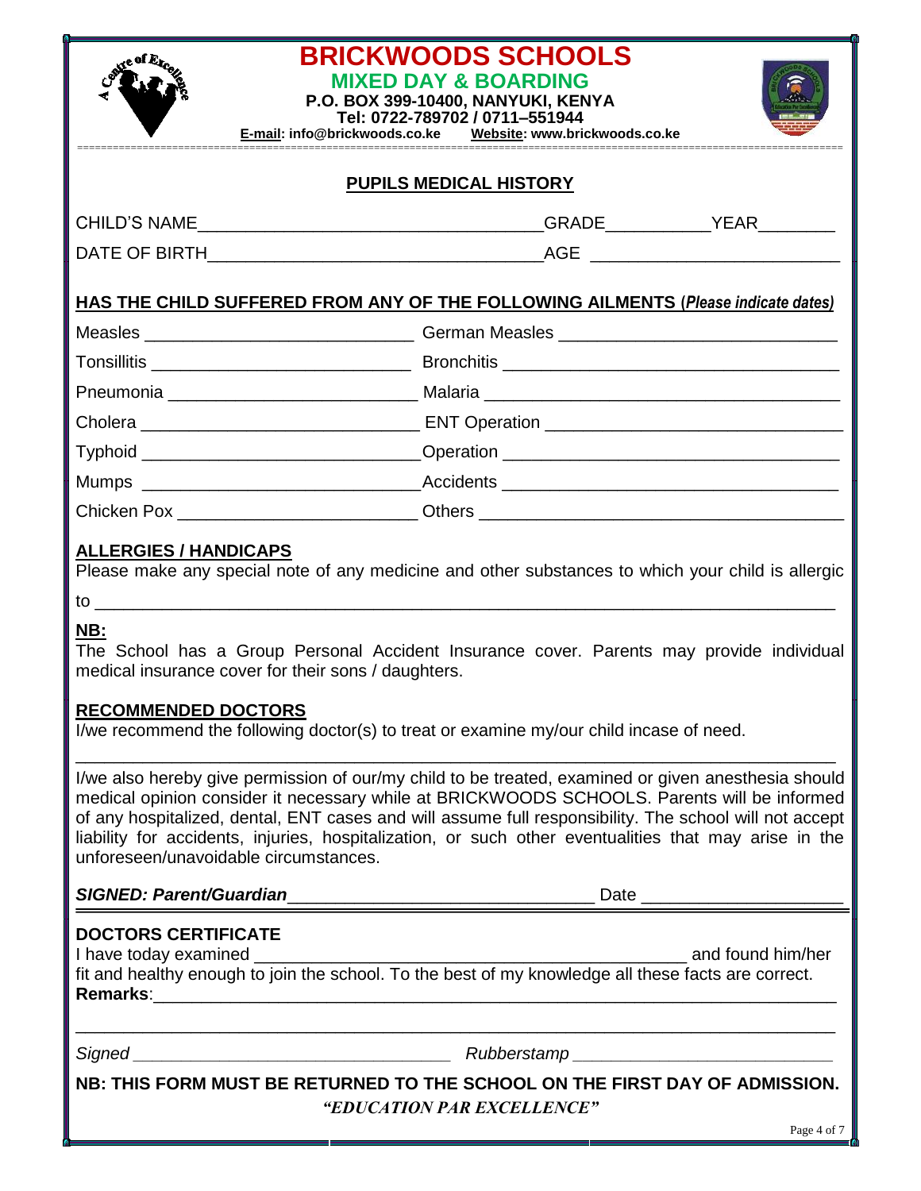# BRICKWOODS SCHOOLS

**MIXED DAY & BOARDING**

**P.O. BOX 399-10400, NANYUKI, KENYA**

**Tel: 0722-789702 / 0711–551944**

**E-mail: info@brickwoods.co.ke Website: www.brickwoods.co.ke**

## PUPILS MEDICAL HISTORY

CHILD'S NAME\_\_\_\_\_\_\_\_\_\_\_\_\_\_\_\_\_\_\_\_\_\_\_\_\_\_\_\_\_\_\_\_\_\_\_\_GRADE\_\_\_\_\_\_\_\_\_\_YEAR\_\_\_\_\_\_\_\_

DATE OF BIRTH\_\_\_\_\_\_\_\_\_\_\_\_\_\_\_\_\_\_\_\_\_\_\_\_\_\_\_\_\_\_\_\_\_\_AGE \_\_\_\_\_\_\_\_\_\_\_\_\_\_\_\_\_\_\_\_\_\_\_\_

### HAS THE CHILD SUFFERED FROM ANY OF THE FOLLOWING AILMENTS (*Please indicate dates)*

| | |
|---|---|
| Measles \_\_\_\_\_\_\_\_\_\_\_\_\_\_\_\_\_\_\_\_\_\_\_\_ | German Measles \_\_\_\_\_\_\_\_\_\_\_\_\_\_\_\_\_\_\_\_\_\_\_\_ |
| Tonsillitis \_\_\_\_\_\_\_\_\_\_\_\_\_\_\_\_\_\_\_\_\_\_\_\_ | Bronchitis \_\_\_\_\_\_\_\_\_\_\_\_\_\_\_\_\_\_\_\_\_\_\_\_ |
| Pneumonia \_\_\_\_\_\_\_\_\_\_\_\_\_\_\_\_\_\_\_\_\_\_\_\_ | Malaria \_\_\_\_\_\_\_\_\_\_\_\_\_\_\_\_\_\_\_\_\_\_\_\_ |
| Cholera \_\_\_\_\_\_\_\_\_\_\_\_\_\_\_\_\_\_\_\_\_\_\_\_ | ENT Operation \_\_\_\_\_\_\_\_\_\_\_\_\_\_\_\_\_\_\_\_\_\_\_\_ |
| Typhoid \_\_\_\_\_\_\_\_\_\_\_\_\_\_\_\_\_\_\_\_\_\_\_\_ | Operation \_\_\_\_\_\_\_\_\_\_\_\_\_\_\_\_\_\_\_\_\_\_\_\_ |
| Mumps \_\_\_\_\_\_\_\_\_\_\_\_\_\_\_\_\_\_\_\_\_\_\_\_ | Accidents \_\_\_\_\_\_\_\_\_\_\_\_\_\_\_\_\_\_\_\_\_\_\_\_ |
| Chicken Pox \_\_\_\_\_\_\_\_\_\_\_\_\_\_\_\_\_\_\_\_\_\_\_\_ | Others \_\_\_\_\_\_\_\_\_\_\_\_\_\_\_\_\_\_\_\_\_\_\_\_ |

### ALLERGIES / HANDICAPS

Please make special note of any medicine and other substances to which your child is allergic to \_\_\_\_\_\_\_\_\_\_\_\_\_\_\_\_\_\_\_\_\_\_\_\_\_\_\_\_\_\_\_\_\_\_\_\_\_\_\_\_\_\_\_\_\_\_\_\_\_\_\_\_\_\_\_\_\_\_\_\_\_\_\_\_\_\_\_\_\_\_

**NB:**

The School has a Group Personal Accident Insurance cover. Parents may provide individual medical insurance cover for their sons / daughters.

### RECOMMENDED DOCTORS

I/we recommend the following doctor(s) to treat or examine my/our child incase of need.

\_\_\_\_\_\_\_\_\_\_\_\_\_\_\_\_\_\_\_\_\_\_\_\_\_\_\_\_\_\_\_\_\_\_\_\_\_\_\_\_\_\_\_\_\_\_\_\_\_\_\_\_\_\_\_\_\_\_\_\_\_\_\_\_\_\_\_\_\_\_\_\_\_\_\_\_

I/we also hereby give permission of our/my child to be treated, examined or given anesthesia should medical opinion consider it necessary while at BRICKWOODS SCHOOLS. Parents will be informed of any hospitalized, dental, ENT cases and will assume full responsibility. The school will not accept liability for accidents, injuries, hospitalization, or such other eventualities that may arise in the unforeseen/unavoidable circumstances.

***SIGNED: Parent/Guardian***\_\_\_\_\_\_\_\_\_\_\_\_\_\_\_\_\_\_\_\_\_\_\_\_\_\_\_\_\_\_\_\_ Date \_\_\_\_\_\_\_\_\_\_\_\_\_\_\_\_\_\_\_\_\_

### DOCTORS CERTIFICATE

I have today examined \_\_\_\_\_\_\_\_\_\_\_\_\_\_\_\_\_\_\_\_\_\_\_\_\_\_\_\_\_\_\_\_\_\_\_\_\_\_\_\_\_\_\_\_ and found him/her fit and healthy enough to join the school. To the best of my knowledge all these facts are correct.

**Remarks**:\_\_\_\_\_\_\_\_\_\_\_\_\_\_\_\_\_\_\_\_\_\_\_\_\_\_\_\_\_\_\_\_\_\_\_\_\_\_\_\_\_\_\_\_\_\_\_\_\_\_\_\_\_\_\_\_\_\_\_\_\_\_\_\_\_\_\_\_\_

\_\_\_\_\_\_\_\_\_\_\_\_\_\_\_\_\_\_\_\_\_\_\_\_\_\_\_\_\_\_\_\_\_\_\_\_\_\_\_\_\_\_\_\_\_\_\_\_\_\_\_\_\_\_\_\_\_\_\_\_\_\_\_\_\_\_\_\_\_\_\_\_\_\_\_\_

*Signed* \_\_\_\_\_\_\_\_\_\_\_\_\_\_\_\_\_\_\_\_\_\_\_\_\_\_\_\_\_\_\_\_\_\_ *Rubberstamp* \_\_\_\_\_\_\_\_\_\_\_\_\_\_\_\_\_\_\_\_\_\_\_\_\_\_\_\_

**NB: THIS FORM MUST BE RETURNED TO THE SCHOOL ON THE FIRST DAY OF ADMISSION.**

***"EDUCATION PAR EXCELLENCE"***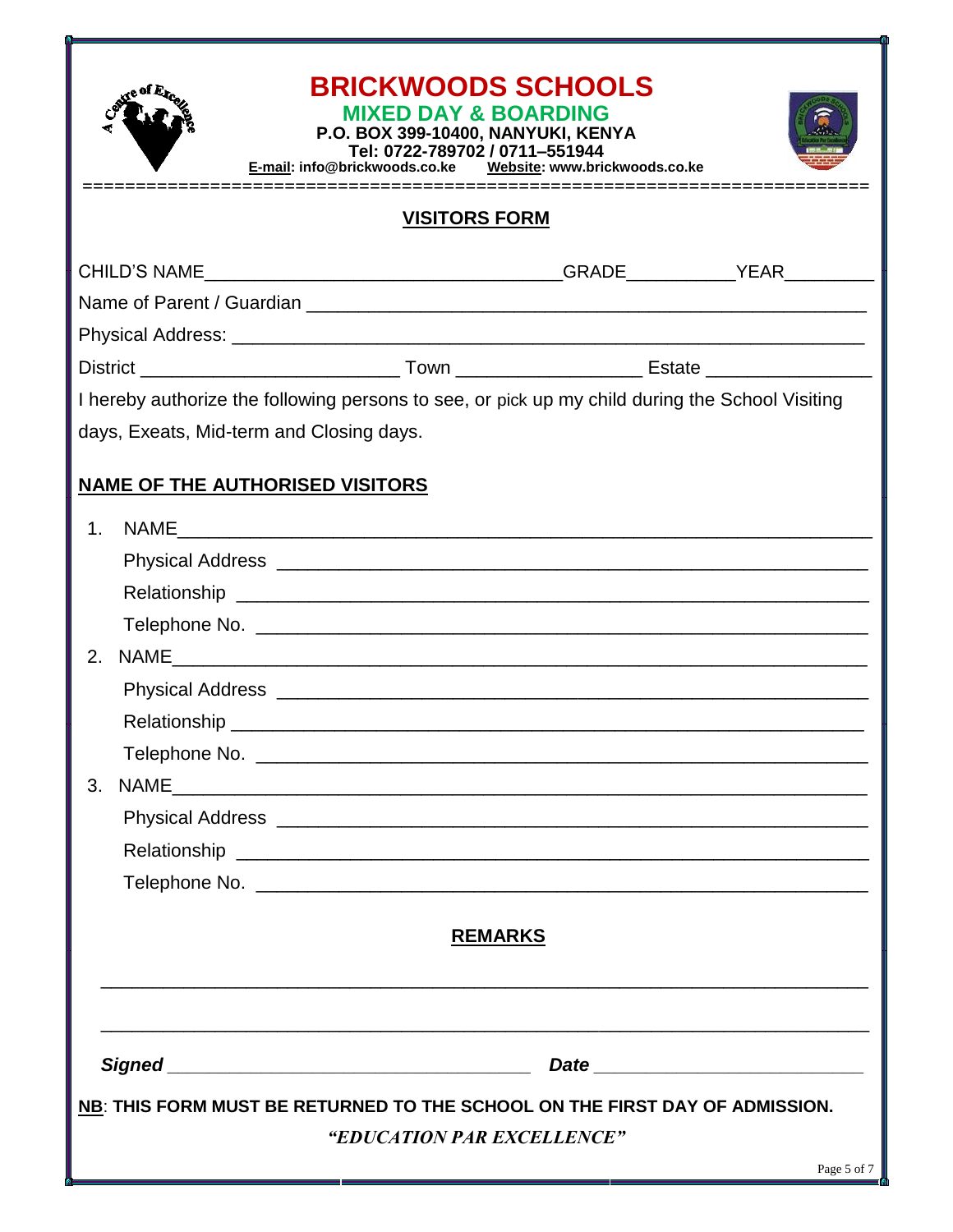# BRICKWOODS SCHOOLS

## MIXED DAY & BOARDING

**P.O. BOX 399-10400, NANYUKI, KENYA**
**Tel: 0722-789702 / 0711–551944**
**E-mail: info@brickwoods.co.ke    Website: www.brickwoods.co.ke**

## VISITORS FORM

CHILD'S NAME___________________________________GRADE__________YEAR________

Name of Parent / Guardian _______________________________________________________

Physical Address: _________________________________________________________

District ________________________ Town _________________ Estate _______________

I hereby authorize the following persons to see, or pick up my child during the School Visiting days, Exeats, Mid-term and Closing days.

**NAME OF THE AUTHORISED VISITORS**

1. NAME_____________________________________________________________

   Physical Address ____________________________________________________

   Relationship ________________________________________________________

   Telephone No. ______________________________________________________

2. NAME_____________________________________________________________

   Physical Address ____________________________________________________

   Relationship ________________________________________________________

   Telephone No. ______________________________________________________

3. NAME_____________________________________________________________

   Physical Address ____________________________________________________

   Relationship ________________________________________________________

   Telephone No. ______________________________________________________

**REMARKS**

_____________________________________________________________________

_____________________________________________________________________

***Signed*** ________________________________  ***Date*** ________________________

**NB: THIS FORM MUST BE RETURNED TO THE SCHOOL ON THE FIRST DAY OF ADMISSION.**

***"EDUCATION PAR EXCELLENCE"***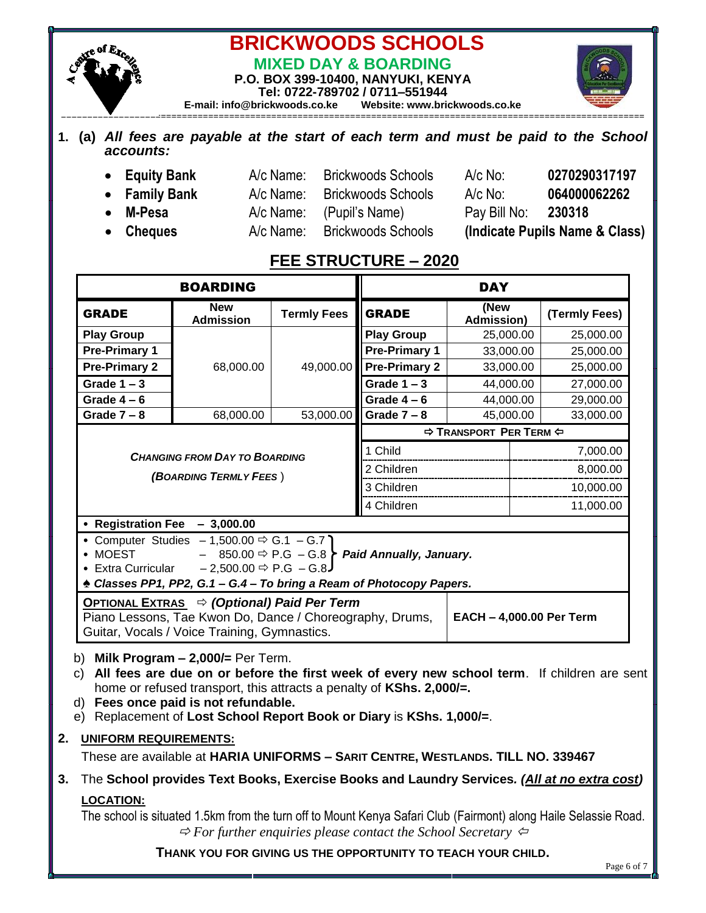# BRICKWOODS SCHOOLS

**MIXED DAY & BOARDING**

**P.O. BOX 399-10400, NANYUKI, KENYA**

**Tel: 0722-789702 / 0711–551944**

**E-mail: info@brickwoods.co.ke Website: www.brickwoods.co.ke**

1. **(a)** ***All fees are payable at the start of each term and must be paid to the School accounts:***

- **Equity Bank** A/c Name: Brickwoods Schools A/c No: **0270290317197**
- **Family Bank** A/c Name: Brickwoods Schools A/c No: **064000062262**
- **M-Pesa** A/c Name: (Pupil's Name) Pay Bill No: **230318**
- **Cheques** A/c Name: Brickwoods Schools **(Indicate Pupils Name & Class)**

## FEE STRUCTURE – 2020

| BOARDING | | | DAY | | |
|---|---|---|---|---|---|
| **GRADE** | **New Admission** | **Termly Fees** | **GRADE** | **(New Admission)** | **(Termly Fees)** |
| **Play Group** | 68,000.00 | 49,000.00 | **Play Group** | 25,000.00 | 25,000.00 |
| **Pre-Primary 1** | | | **Pre-Primary 1** | 33,000.00 | 25,000.00 |
| **Pre-Primary 2** | | | **Pre-Primary 2** | 33,000.00 | 25,000.00 |
| **Grade 1 – 3** | | | **Grade 1 – 3** | 44,000.00 | 27,000.00 |
| **Grade 4 – 6** | | | **Grade 4 – 6** | 44,000.00 | 29,000.00 |
| **Grade 7 – 8** | 68,000.00 | 53,000.00 | **Grade 7 – 8** | 45,000.00 | 33,000.00 |
| ***CHANGING FROM DAY TO BOARDING (BOARDING TERMLY FEES)*** | | | ⇨ **TRANSPORT PER TERM** ⇦ | | |
| | | | 1 Child | | 7,000.00 |
| | | | 2 Children | | 8,000.00 |
| | | | 3 Children | | 10,000.00 |
| | | | 4 Children | | 11,000.00 |

- **Registration Fee – 3,000.00**

- Computer Studies – 1,500.00 ⇨ G.1 – G.7
- MOEST – 850.00 ⇨ P.G – G.8
- Extra Curricular – 2,500.00 ⇨ P.G – G.8

} ***Paid Annually, January.***

♠ ***Classes PP1, PP2, G.1 – G.4 – To bring a Ream of Photocopy Papers.***

**OPTIONAL EXTRAS** ⇨ ***(Optional) Paid Per Term***
Piano Lessons, Tae Kwon Do, Dance / Choreography, Drums, Guitar, Vocals / Voice Training, Gymnastics. **EACH – 4,000.00 Per Term**

b) **Milk Program – 2,000/=** Per Term.

c) **All fees are due on or before the first week of every new school term**. If children are sent home or refused transport, this attracts a penalty of **KShs. 2,000/=.**

d) **Fees once paid is not refundable.**

e) Replacement of **Lost School Report Book or Diary** is **KShs. 1,000/=**.

2. **UNIFORM REQUIREMENTS:**

These are available at **HARIA UNIFORMS – SARIT CENTRE, WESTLANDS. TILL NO. 339467**

3. The **School provides Text Books, Exercise Books and Laundry Services.** ***(All at no extra cost)***

**LOCATION:**

The school is situated 1.5km from the turn off to Mount Kenya Safari Club (Fairmont) along Haile Selassie Road.

⇨ *For further enquiries please contact the School Secretary* ⇦

**THANK YOU FOR GIVING US THE OPPORTUNITY TO TEACH YOUR CHILD.**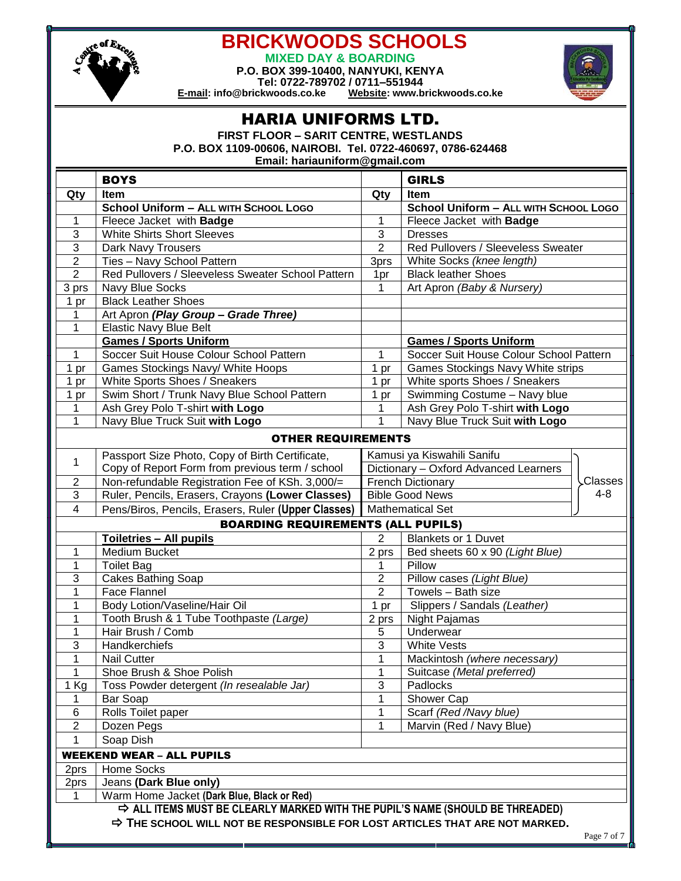# BRICKWOODS SCHOOLS

**MIXED DAY & BOARDING**
**P.O. BOX 399-10400, NANYUKI, KENYA**
**Tel: 0722-789702 / 0711–551944**
**E-mail: info@brickwoods.co.ke Website: www.brickwoods.co.ke**

## HARIA UNIFORMS LTD.

**FIRST FLOOR – SARIT CENTRE, WESTLANDS**
**P.O. BOX 1109-00606, NAIROBI. Tel. 0722-460697, 0786-624468**
**Email: hariauniform@gmail.com**

| | **BOYS** | | **GIRLS** |
|---|---|---|---|
| **Qty** | **Item** | **Qty** | **Item** |
| | **School Uniform – ALL WITH SCHOOL LOGO** | | **School Uniform – ALL WITH SCHOOL LOGO** |
| 1 | Fleece Jacket with **Badge** | 1 | Fleece Jacket with **Badge** |
| 3 | White Shirts Short Sleeves | 3 | Dresses |
| 3 | Dark Navy Trousers | 2 | Red Pullovers / Sleeveless Sweater |
| 2 | Ties – Navy School Pattern | 3prs | White Socks *(knee length)* |
| 2 | Red Pullovers / Sleeveless Sweater School Pattern | 1pr | Black leather Shoes |
| 3 prs | Navy Blue Socks | 1 | Art Apron *(Baby & Nursery)* |
| 1 pr | Black Leather Shoes | | |
| 1 | Art Apron ***(Play Group – Grade Three)*** | | |
| 1 | Elastic Navy Blue Belt | | |
| | **Games / Sports Uniform** | | **Games / Sports Uniform** |
| 1 | Soccer Suit House Colour School Pattern | 1 | Soccer Suit House Colour School Pattern |
| 1 pr | Games Stockings Navy/ White Hoops | 1 pr | Games Stockings Navy White strips |
| 1 pr | White Sports Shoes / Sneakers | 1 pr | White sports Shoes / Sneakers |
| 1 pr | Swim Short / Trunk Navy Blue School Pattern | 1 pr | Swimming Costume – Navy blue |
| 1 | Ash Grey Polo T-shirt **with Logo** | 1 | Ash Grey Polo T-shirt **with Logo** |
| 1 | Navy Blue Truck Suit **with Logo** | 1 | Navy Blue Truck Suit **with Logo** |

### OTHER REQUIREMENTS

| | | | |
|---|---|---|---|
| 1 | Passport Size Photo, Copy of Birth Certificate, Copy of Report Form from previous term / school | Kamusi ya Kiswahili Sanifu<br>Dictionary – Oxford Advanced Learners | Classes 4-8 |
| 2 | Non-refundable Registration Fee of KSh. 3,000/= | French Dictionary | Classes 4-8 |
| 3 | Ruler, Pencils, Erasers, Crayons **(Lower Classes)** | Bible Good News | Classes 4-8 |
| 4 | Pens/Biros, Pencils, Erasers, Ruler **(Upper Classes)** | Mathematical Set | Classes 4-8 |

### BOARDING REQUIREMENTS (ALL PUPILS)

| | | | |
|---|---|---|---|
| | **Toiletries – All pupils** | 2 | Blankets or 1 Duvet |
| 1 | Medium Bucket | 2 prs | Bed sheets 60 x 90 *(Light Blue)* |
| 1 | Toilet Bag | 1 | Pillow |
| 3 | Cakes Bathing Soap | 2 | Pillow cases *(Light Blue)* |
| 1 | Face Flannel | 2 | Towels – Bath size |
| 1 | Body Lotion/Vaseline/Hair Oil | 1 pr | Slippers / Sandals *(Leather)* |
| 1 | Tooth Brush & 1 Tube Toothpaste *(Large)* | 2 prs | Night Pajamas |
| 1 | Hair Brush / Comb | 5 | Underwear |
| 3 | Handkerchiefs | 3 | White Vests |
| 1 | Nail Cutter | 1 | Mackintosh *(where necessary)* |
| 1 | Shoe Brush & Shoe Polish | 1 | Suitcase *(Metal preferred)* |
| 1 Kg | Toss Powder detergent *(In resealable Jar)* | 3 | Padlocks |
| 1 | Bar Soap | 1 | Shower Cap |
| 6 | Rolls Toilet paper | 1 | Scarf *(Red /Navy blue)* |
| 2 | Dozen Pegs | 1 | Marvin (Red / Navy Blue) |
| 1 | Soap Dish | | |

### WEEKEND WEAR – ALL PUPILS

| | |
|---|---|
| 2prs | Home Socks |
| 2prs | Jeans **(Dark Blue only)** |
| 1 | Warm Home Jacket **(Dark Blue, Black or Red)** |

⇨ **ALL ITEMS MUST BE CLEARLY MARKED WITH THE PUPIL'S NAME (SHOULD BE THREADED)**

⇨ **THE SCHOOL WILL NOT BE RESPONSIBLE FOR LOST ARTICLES THAT ARE NOT MARKED.**